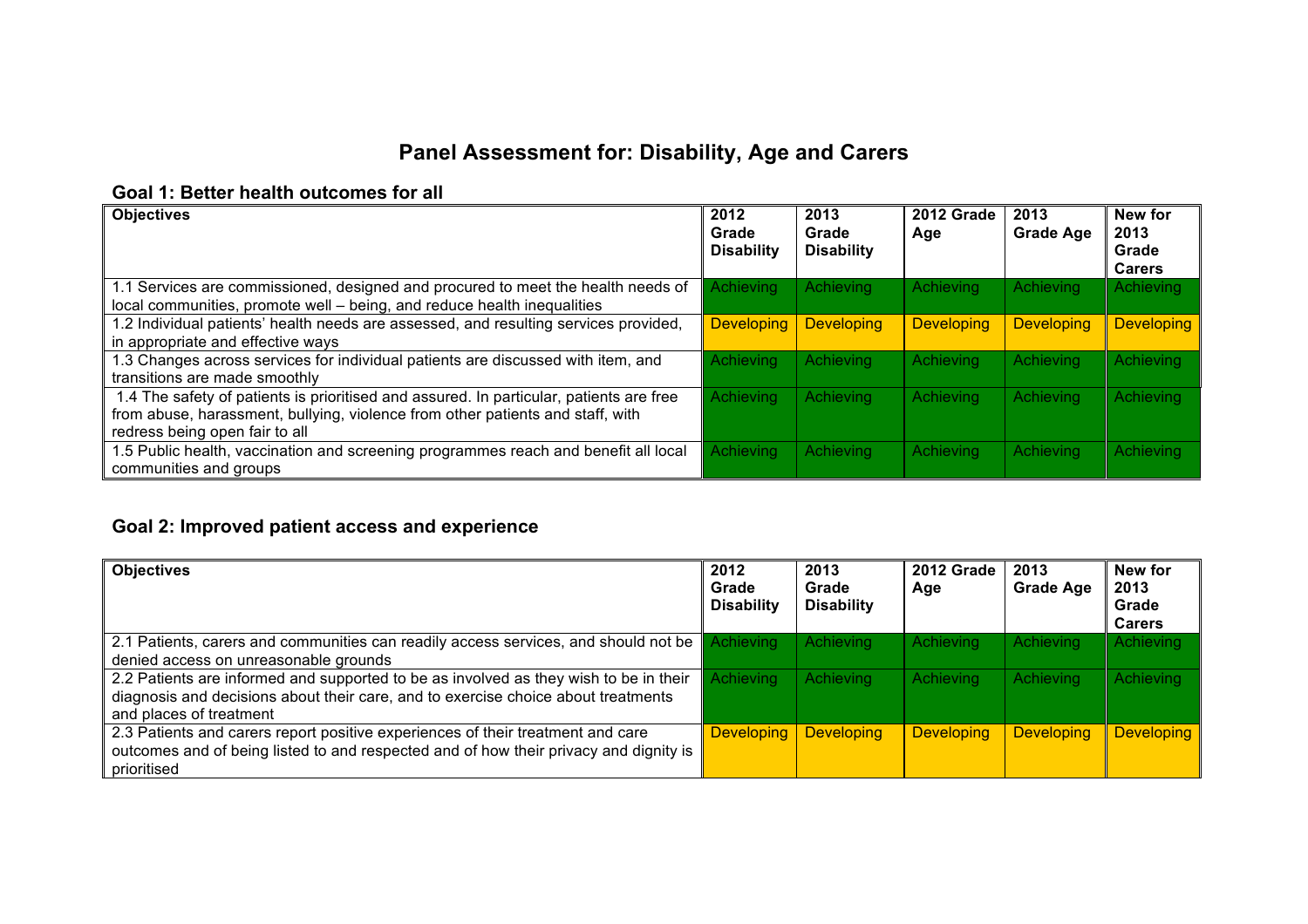# Panel Assessment for: Disability, Age and Carers

## Goal 1: Better health outcomes for all

| Objectives | 2012 Grade Disability | 2013 Grade Disability | 2012 Grade Age | 2013 Grade Age | New for 2013 Grade Carers |
|---|---|---|---|---|---|
| 1.1 Services are commissioned, designed and procured to meet the health needs of local communities, promote well – being, and reduce health inequalities | Achieving | Achieving | Achieving | Achieving | Achieving |
| 1.2 Individual patients' health needs are assessed, and resulting services provided, in appropriate and effective ways | Developing | Developing | Developing | Developing | Developing |
| 1.3 Changes across services for individual patients are discussed with item, and transitions are made smoothly | Achieving | Achieving | Achieving | Achieving | Achieving |
| 1.4 The safety of patients is prioritised and assured. In particular, patients are free from abuse, harassment, bullying, violence from other patients and staff, with redress being open fair to all | Achieving | Achieving | Achieving | Achieving | Achieving |
| 1.5 Public health, vaccination and screening programmes reach and benefit all local communities and groups | Achieving | Achieving | Achieving | Achieving | Achieving |

## Goal 2: Improved patient access and experience

| Objectives | 2012 Grade Disability | 2013 Grade Disability | 2012 Grade Age | 2013 Grade Age | New for 2013 Grade Carers |
|---|---|---|---|---|---|
| 2.1 Patients, carers and communities can readily access services, and should not be denied access on unreasonable grounds | Achieving | Achieving | Achieving | Achieving | Achieving |
| 2.2 Patients are informed and supported to be as involved as they wish to be in their diagnosis and decisions about their care, and to exercise choice about treatments and places of treatment | Achieving | Achieving | Achieving | Achieving | Achieving |
| 2.3 Patients and carers report positive experiences of their treatment and care outcomes and of being listed to and respected and of how their privacy and dignity is prioritised | Developing | Developing | Developing | Developing | Developing |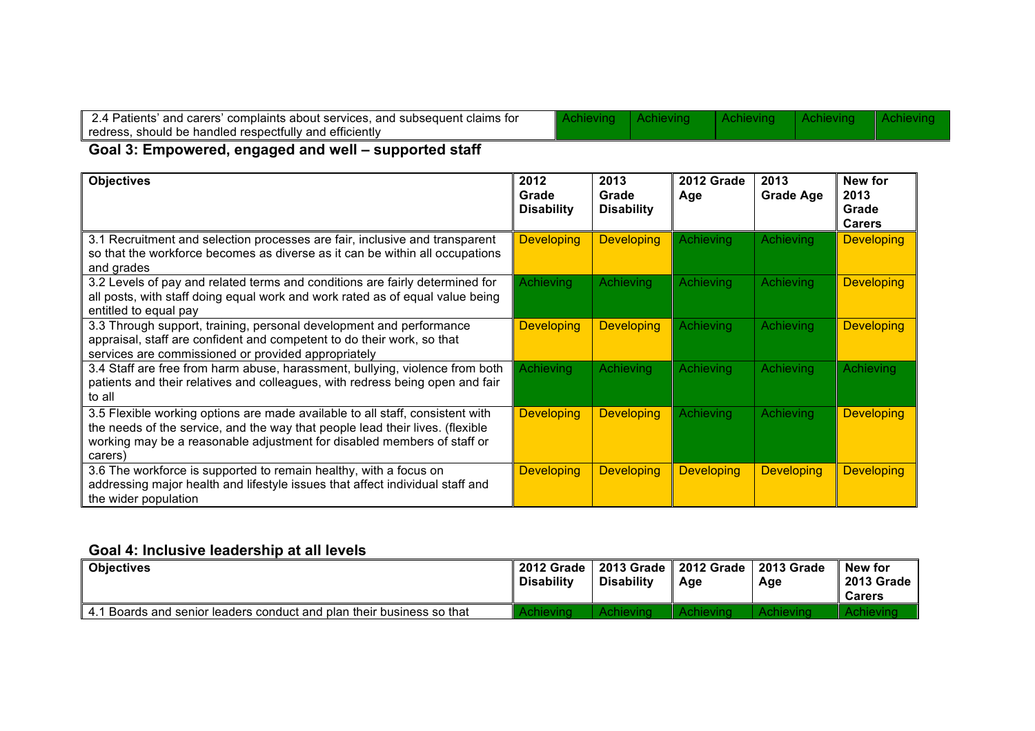| | | | | | |
|---|---|---|---|---|---|
| 2.4 Patients' and carers' complaints about services, and subsequent claims for redress, should be handled respectfully and efficiently | Achieving | Achieving | Achieving | Achieving | Achieving |

## Goal 3: Empowered, engaged and well – supported staff

| Objectives | 2012 Grade Disability | 2013 Grade Disability | 2012 Grade Age | 2013 Grade Age | New for 2013 Grade Carers |
|---|---|---|---|---|---|
| 3.1 Recruitment and selection processes are fair, inclusive and transparent so that the workforce becomes as diverse as it can be within all occupations and grades | Developing | Developing | Achieving | Achieving | Developing |
| 3.2 Levels of pay and related terms and conditions are fairly determined for all posts, with staff doing equal work and work rated as of equal value being entitled to equal pay | Achieving | Achieving | Achieving | Achieving | Developing |
| 3.3 Through support, training, personal development and performance appraisal, staff are confident and competent to do their work, so that services are commissioned or provided appropriately | Developing | Developing | Achieving | Achieving | Developing |
| 3.4 Staff are free from harm abuse, harassment, bullying, violence from both patients and their relatives and colleagues, with redress being open and fair to all | Achieving | Achieving | Achieving | Achieving | Achieving |
| 3.5 Flexible working options are made available to all staff, consistent with the needs of the service, and the way that people lead their lives. (flexible working may be a reasonable adjustment for disabled members of staff or carers) | Developing | Developing | Achieving | Achieving | Developing |
| 3.6 The workforce is supported to remain healthy, with a focus on addressing major health and lifestyle issues that affect individual staff and the wider population | Developing | Developing | Developing | Developing | Developing |

## Goal 4: Inclusive leadership at all levels

| Objectives | 2012 Grade Disability | 2013 Grade Disability | 2012 Grade Age | 2013 Grade Age | New for 2013 Grade Carers |
|---|---|---|---|---|---|
| 4.1 Boards and senior leaders conduct and plan their business so that | Achieving | Achieving | Achieving | Achieving | Achieving |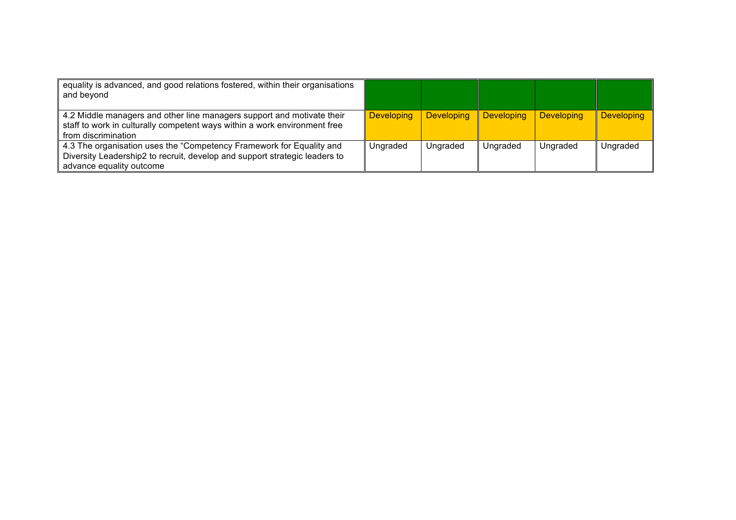| | | | | | |
|---|---|---|---|---|---|
| equality is advanced, and good relations fostered, within their organisations and beyond | | | | | |
| 4.2 Middle managers and other line managers support and motivate their staff to work in culturally competent ways within a work environment free from discrimination | Developing | Developing | Developing | Developing | Developing |
| 4.3 The organisation uses the “Competency Framework for Equality and Diversity Leadership2 to recruit, develop and support strategic leaders to advance equality outcome | Ungraded | Ungraded | Ungraded | Ungraded | Ungraded |